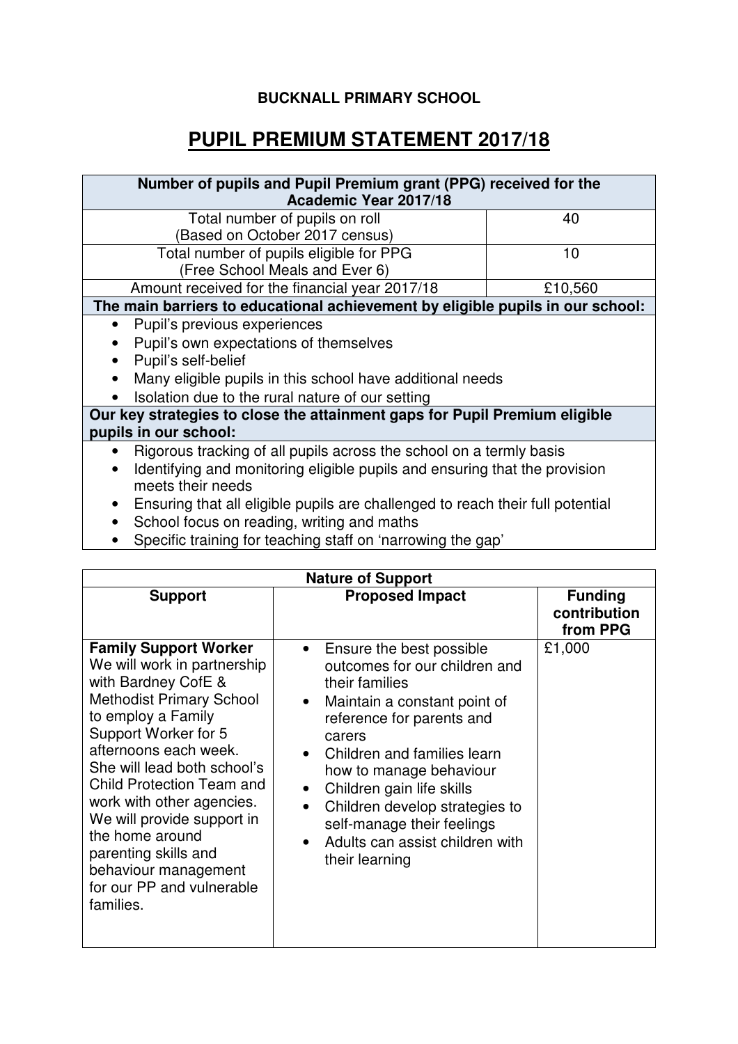**BUCKNALL PRIMARY SCHOOL**

# PUPIL PREMIUM STATEMENT 2017/18

| Number of pupils and Pupil Premium grant (PPG) received for the Academic Year 2017/18 | |
|---|---|
| Total number of pupils on roll (Based on October 2017 census) | 40 |
| Total number of pupils eligible for PPG (Free School Meals and Ever 6) | 10 |
| Amount received for the financial year 2017/18 | £10,560 |

**The main barriers to educational achievement by eligible pupils in our school:**

- Pupil's previous experiences
- Pupil's own expectations of themselves
- Pupil's self-belief
- Many eligible pupils in this school have additional needs
- Isolation due to the rural nature of our setting

**Our key strategies to close the attainment gaps for Pupil Premium eligible pupils in our school:**

- Rigorous tracking of all pupils across the school on a termly basis
- Identifying and monitoring eligible pupils and ensuring that the provision meets their needs
- Ensuring that all eligible pupils are challenged to reach their full potential
- School focus on reading, writing and maths
- Specific training for teaching staff on 'narrowing the gap'

**Nature of Support**

| Support | Proposed Impact | Funding contribution from PPG |
|---|---|---|
| **Family Support Worker** We will work in partnership with Bardney CofE & Methodist Primary School to employ a Family Support Worker for 5 afternoons each week. She will lead both school's Child Protection Team and work with other agencies. We will provide support in the home around parenting skills and behaviour management for our PP and vulnerable families. | • Ensure the best possible outcomes for our children and their families<br>• Maintain a constant point of reference for parents and carers<br>• Children and families learn how to manage behaviour<br>• Children gain life skills<br>• Children develop strategies to self-manage their feelings<br>• Adults can assist children with their learning | £1,000 |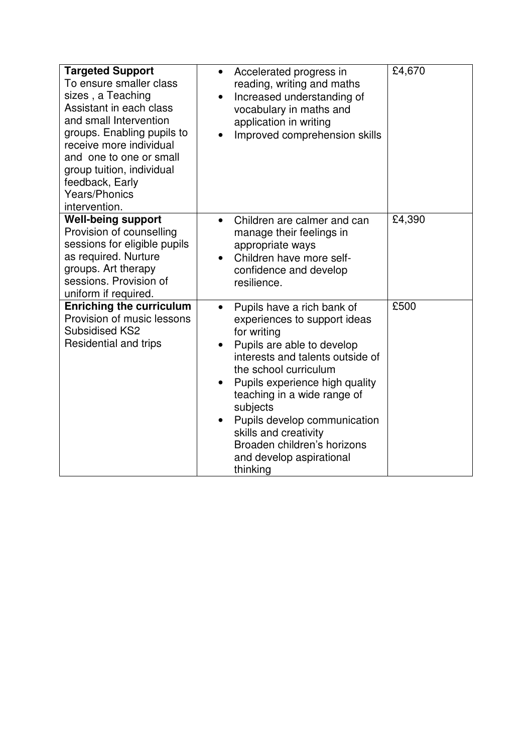| **Targeted Support** To ensure smaller class sizes , a Teaching Assistant in each class and small Intervention groups. Enabling pupils to receive more individual and one to one or small group tuition, individual feedback, Early Years/Phonics intervention. | • Accelerated progress in reading, writing and maths<br>• Increased understanding of vocabulary in maths and application in writing<br>• Improved comprehension skills | £4,670 |
|---|---|---|
| **Well-being support** Provision of counselling sessions for eligible pupils as required. Nurture groups. Art therapy sessions. Provision of uniform if required. | • Children are calmer and can manage their feelings in appropriate ways<br>• Children have more self-confidence and develop resilience. | £4,390 |
| **Enriching the curriculum** Provision of music lessons Subsidised KS2 Residential and trips | • Pupils have a rich bank of experiences to support ideas for writing<br>• Pupils are able to develop interests and talents outside of the school curriculum<br>• Pupils experience high quality teaching in a wide range of subjects<br>• Pupils develop communication skills and creativity Broaden children's horizons and develop aspirational thinking | £500 |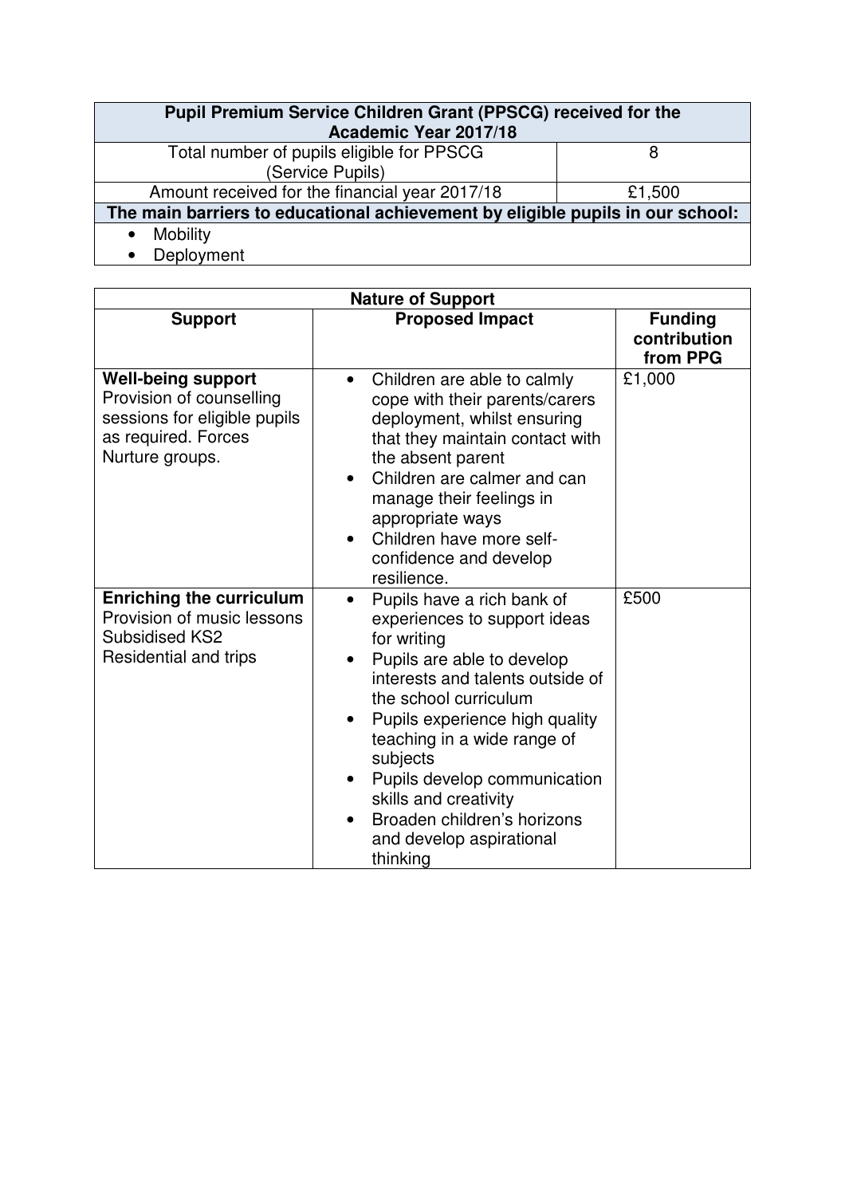| Pupil Premium Service Children Grant (PPSCG) received for the Academic Year 2017/18 | |
|---|---|
| Total number of pupils eligible for PPSCG (Service Pupils) | 8 |
| Amount received for the financial year 2017/18 | £1,500 |
| **The main barriers to educational achievement by eligible pupils in our school:** | |
| • Mobility<br>• Deployment | |

| Nature of Support | | |
|---|---|---|
| **Support** | **Proposed Impact** | **Funding contribution from PPG** |
| **Well-being support**<br>Provision of counselling sessions for eligible pupils as required. Forces Nurture groups. | • Children are able to calmly cope with their parents/carers deployment, whilst ensuring that they maintain contact with the absent parent<br>• Children are calmer and can manage their feelings in appropriate ways<br>• Children have more self-confidence and develop resilience. | £1,000 |
| **Enriching the curriculum**<br>Provision of music lessons<br>Subsidised KS2<br>Residential and trips | • Pupils have a rich bank of experiences to support ideas for writing<br>• Pupils are able to develop interests and talents outside of the school curriculum<br>• Pupils experience high quality teaching in a wide range of subjects<br>• Pupils develop communication skills and creativity<br>• Broaden children's horizons and develop aspirational thinking | £500 |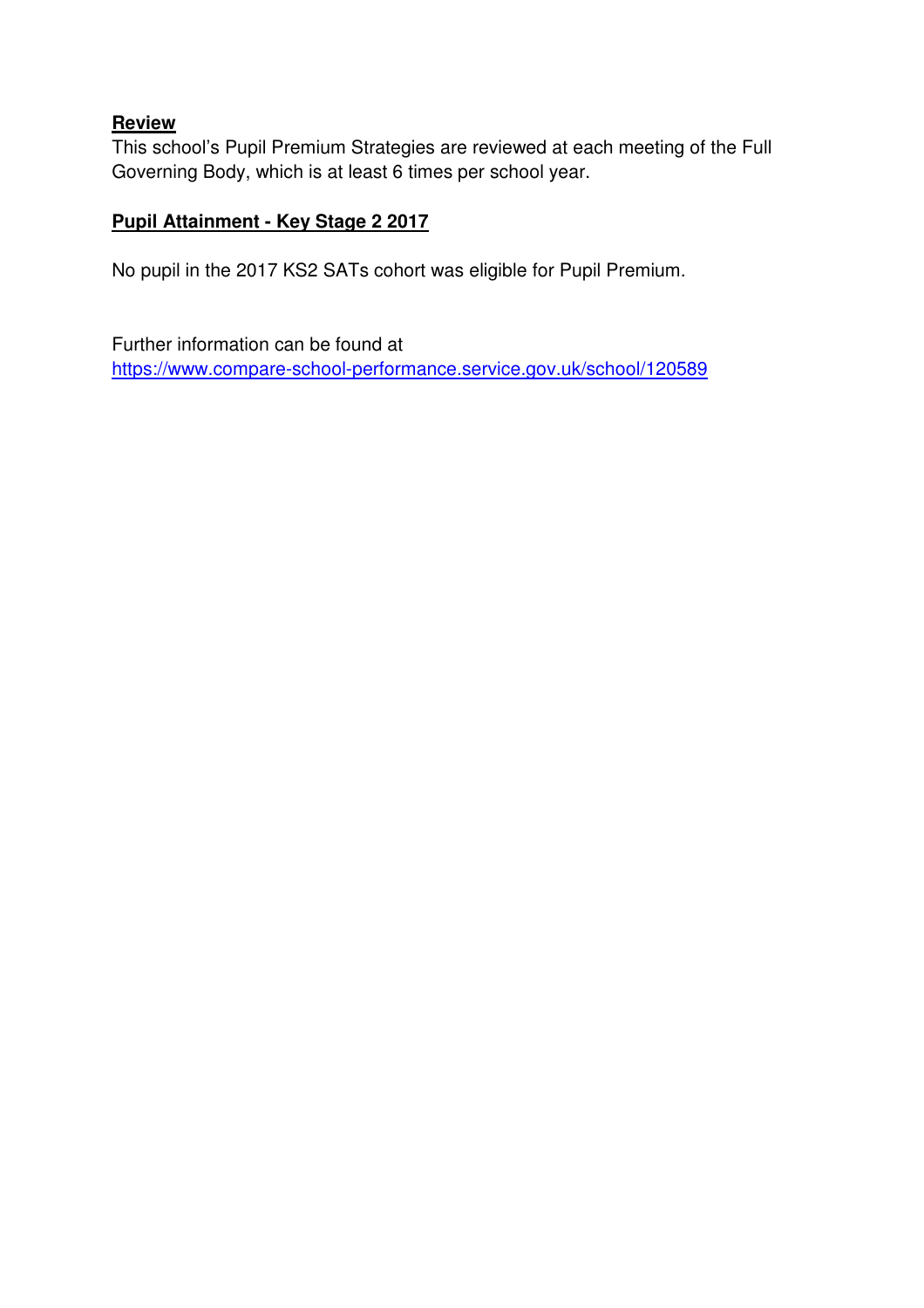**Review**

This school's Pupil Premium Strategies are reviewed at each meeting of the Full Governing Body, which is at least 6 times per school year.

**Pupil Attainment - Key Stage 2 2017**

No pupil in the 2017 KS2 SATs cohort was eligible for Pupil Premium.

Further information can be found at
https://www.compare-school-performance.service.gov.uk/school/120589